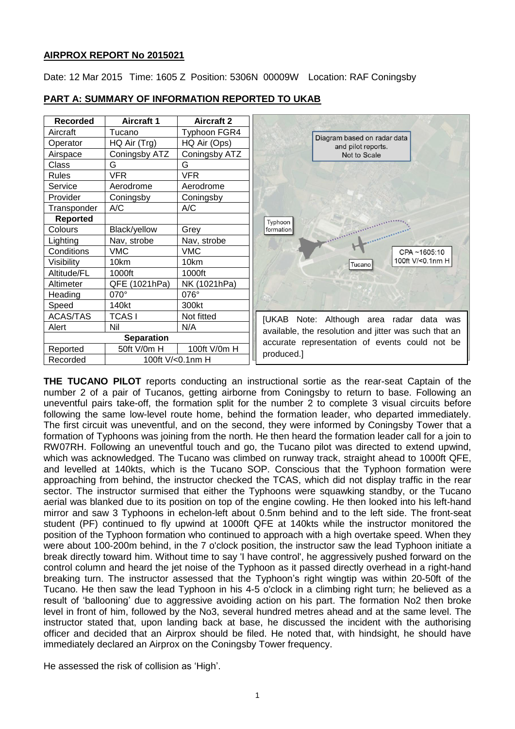**AIRPROX REPORT No 2015021**

Date: 12 Mar 2015 Time: 1605 Z Position: 5306N 00009W Location: RAF Coningsby

## PART A: SUMMARY OF INFORMATION REPORTED TO UKAB

| Recorded | Aircraft 1 | Aircraft 2 |
|---|---|---|
| Aircraft | Tucano | Typhoon FGR4 |
| Operator | HQ Air (Trg) | HQ Air (Ops) |
| Airspace | Coningsby ATZ | Coningsby ATZ |
| Class | G | G |
| Rules | VFR | VFR |
| Service | Aerodrome | Aerodrome |
| Provider | Coningsby | Coningsby |
| Transponder | A/C | A/C |
| **Reported** | | |
| Colours | Black/yellow | Grey |
| Lighting | Nav, strobe | Nav, strobe |
| Conditions | VMC | VMC |
| Visibility | 10km | 10km |
| Altitude/FL | 1000ft | 1000ft |
| Altimeter | QFE (1021hPa) | NK (1021hPa) |
| Heading | 070° | 076° |
| Speed | 140kt | 300kt |
| ACAS/TAS | TCAS I | Not fitted |
| Alert | Nil | N/A |
| **Separation** | | |
| Reported | 50ft V/0m H | 100ft V/0m H |
| Recorded | 100ft V/<0.1nm H | |

Diagram based on radar data and pilot reports. Not to Scale

Typhoon formation

Tucano

CPA ~1605:10 100ft V/<0.1nm H

[UKAB Note: Although area radar data was available, the resolution and jitter was such that an accurate representation of events could not be produced.]

**THE TUCANO PILOT** reports conducting an instructional sortie as the rear-seat Captain of the number 2 of a pair of Tucanos, getting airborne from Coningsby to return to base. Following an uneventful pairs take-off, the formation split for the number 2 to complete 3 visual circuits before following the same low-level route home, behind the formation leader, who departed immediately. The first circuit was uneventful, and on the second, they were informed by Coningsby Tower that a formation of Typhoons was joining from the north. He then heard the formation leader call for a join to RW07RH. Following an uneventful touch and go, the Tucano pilot was directed to extend upwind, which was acknowledged. The Tucano was climbed on runway track, straight ahead to 1000ft QFE, and levelled at 140kts, which is the Tucano SOP. Conscious that the Typhoon formation were approaching from behind, the instructor checked the TCAS, which did not display traffic in the rear sector. The instructor surmised that either the Typhoons were squawking standby, or the Tucano aerial was blanked due to its position on top of the engine cowling. He then looked into his left-hand mirror and saw 3 Typhoons in echelon-left about 0.5nm behind and to the left side. The front-seat student (PF) continued to fly upwind at 1000ft QFE at 140kts while the instructor monitored the position of the Typhoon formation who continued to approach with a high overtake speed. When they were about 100-200m behind, in the 7 o'clock position, the instructor saw the lead Typhoon initiate a break directly toward him. Without time to say 'I have control', he aggressively pushed forward on the control column and heard the jet noise of the Typhoon as it passed directly overhead in a right-hand breaking turn. The instructor assessed that the Typhoon's right wingtip was within 20-50ft of the Tucano. He then saw the lead Typhoon in his 4-5 o'clock in a climbing right turn; he believed as a result of 'ballooning' due to aggressive avoiding action on his part. The formation No2 then broke level in front of him, followed by the No3, several hundred metres ahead and at the same level. The instructor stated that, upon landing back at base, he discussed the incident with the authorising officer and decided that an Airprox should be filed. He noted that, with hindsight, he should have immediately declared an Airprox on the Coningsby Tower frequency.

He assessed the risk of collision as 'High'.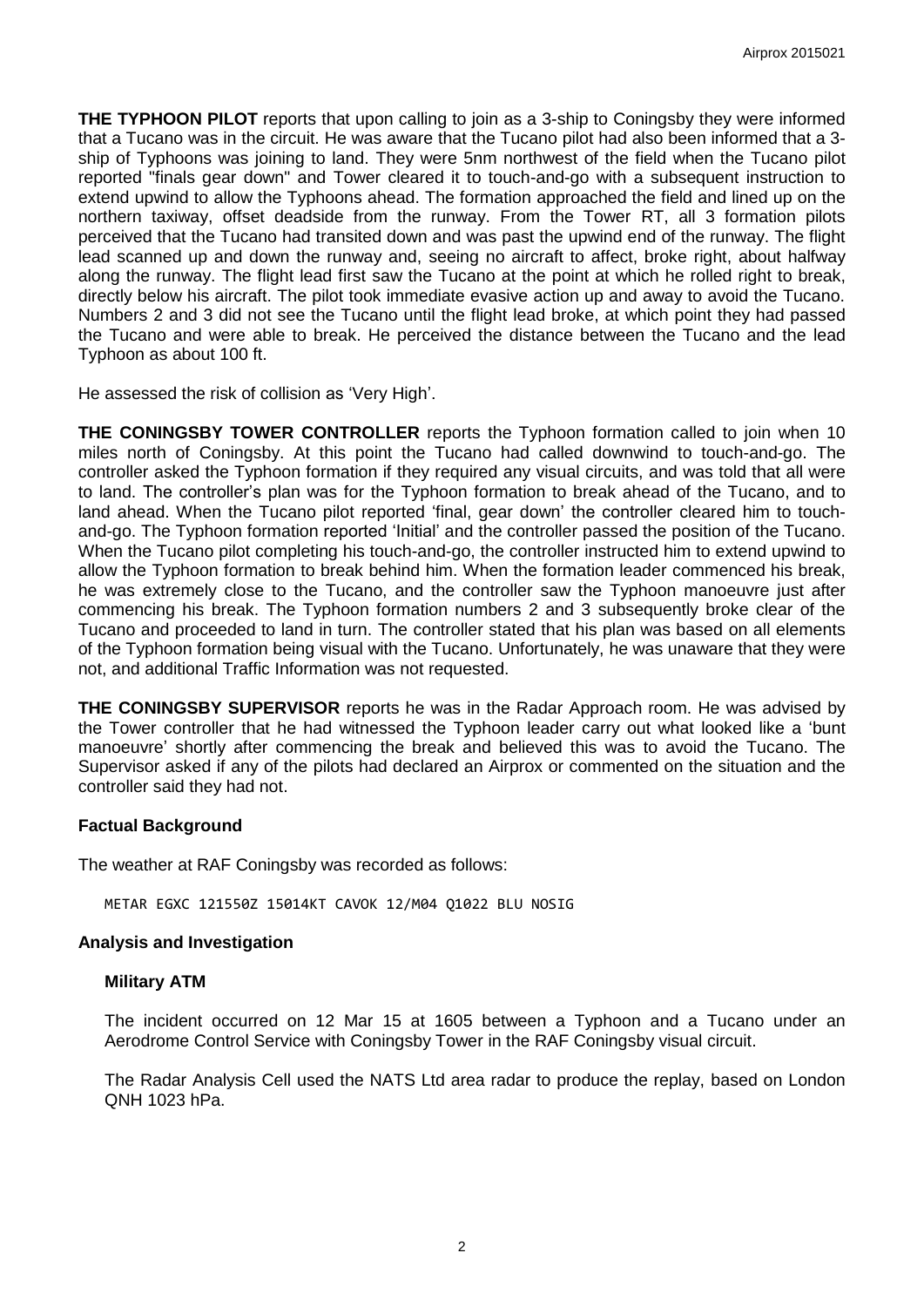**THE TYPHOON PILOT** reports that upon calling to join as a 3-ship to Coningsby they were informed that a Tucano was in the circuit. He was aware that the Tucano pilot had also been informed that a 3-ship of Typhoons was joining to land. They were 5nm northwest of the field when the Tucano pilot reported "finals gear down" and Tower cleared it to touch-and-go with a subsequent instruction to extend upwind to allow the Typhoons ahead. The formation approached the field and lined up on the northern taxiway, offset deadside from the runway. From the Tower RT, all 3 formation pilots perceived that the Tucano had transited down and was past the upwind end of the runway. The flight lead scanned up and down the runway and, seeing no aircraft to affect, broke right, about halfway along the runway. The flight lead first saw the Tucano at the point at which he rolled right to break, directly below his aircraft. The pilot took immediate evasive action up and away to avoid the Tucano. Numbers 2 and 3 did not see the Tucano until the flight lead broke, at which point they had passed the Tucano and were able to break. He perceived the distance between the Tucano and the lead Typhoon as about 100 ft.

He assessed the risk of collision as 'Very High'.

**THE CONINGSBY TOWER CONTROLLER** reports the Typhoon formation called to join when 10 miles north of Coningsby. At this point the Tucano had called downwind to touch-and-go. The controller asked the Typhoon formation if they required any visual circuits, and was told that all were to land. The controller's plan was for the Typhoon formation to break ahead of the Tucano, and to land ahead. When the Tucano pilot reported 'final, gear down' the controller cleared him to touch-and-go. The Typhoon formation reported 'Initial' and the controller passed the position of the Tucano. When the Tucano pilot completing his touch-and-go, the controller instructed him to extend upwind to allow the Typhoon formation to break behind him. When the formation leader commenced his break, he was extremely close to the Tucano, and the controller saw the Typhoon manoeuvre just after commencing his break. The Typhoon formation numbers 2 and 3 subsequently broke clear of the Tucano and proceeded to land in turn. The controller stated that his plan was based on all elements of the Typhoon formation being visual with the Tucano. Unfortunately, he was unaware that they were not, and additional Traffic Information was not requested.

**THE CONINGSBY SUPERVISOR** reports he was in the Radar Approach room. He was advised by the Tower controller that he had witnessed the Typhoon leader carry out what looked like a 'bunt manoeuvre' shortly after commencing the break and believed this was to avoid the Tucano. The Supervisor asked if any of the pilots had declared an Airprox or commented on the situation and the controller said they had not.

## Factual Background

The weather at RAF Coningsby was recorded as follows:

```
METAR EGXC 121550Z 15014KT CAVOK 12/M04 Q1022 BLU NOSIG
```

## Analysis and Investigation

### Military ATM

The incident occurred on 12 Mar 15 at 1605 between a Typhoon and a Tucano under an Aerodrome Control Service with Coningsby Tower in the RAF Coningsby visual circuit.

The Radar Analysis Cell used the NATS Ltd area radar to produce the replay, based on London QNH 1023 hPa.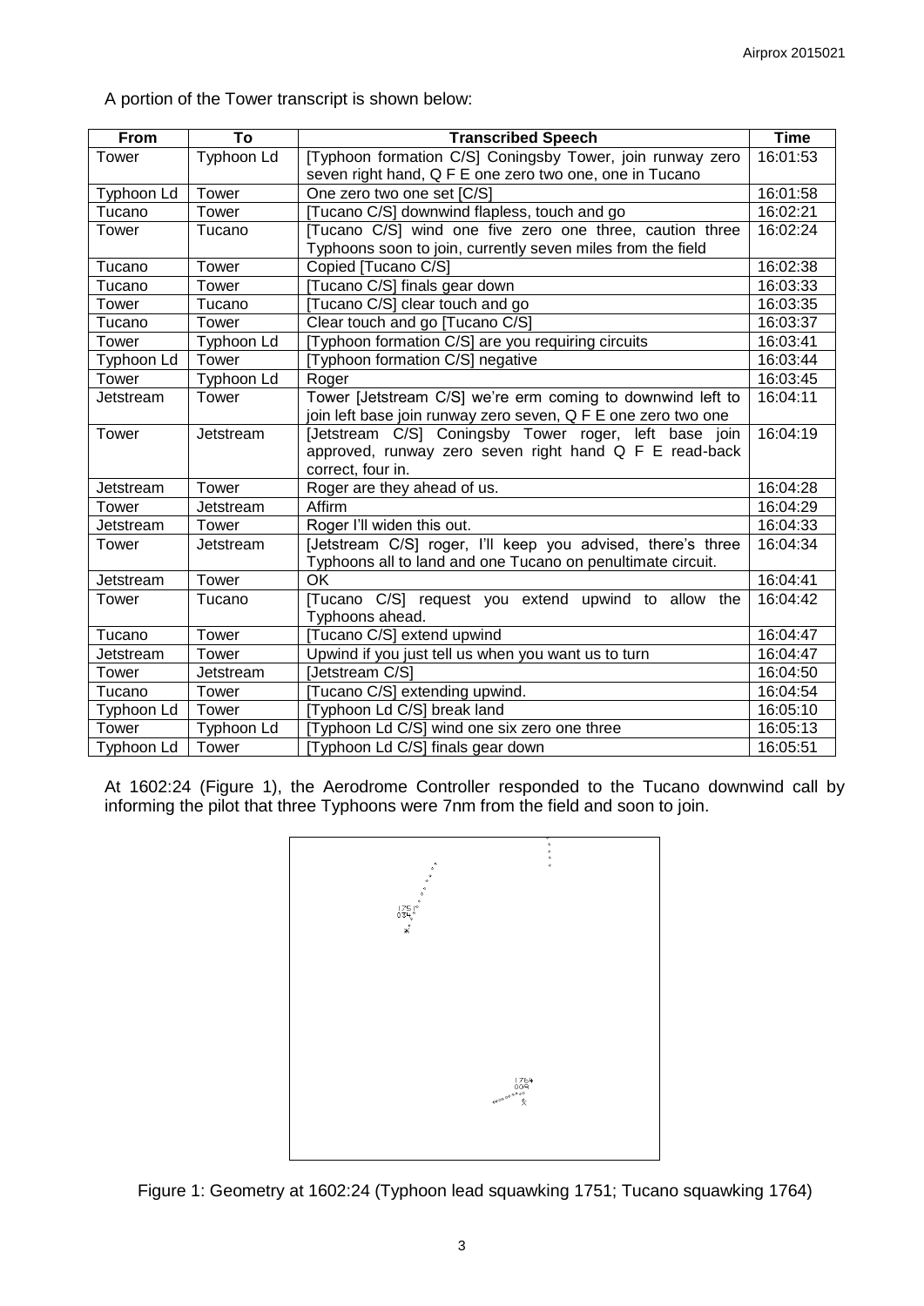A portion of the Tower transcript is shown below:

| From | To | Transcribed Speech | Time |
|---|---|---|---|
| Tower | Typhoon Ld | [Typhoon formation C/S] Coningsby Tower, join runway zero seven right hand, Q F E one zero two one, one in Tucano | 16:01:53 |
| Typhoon Ld | Tower | One zero two one set [C/S] | 16:01:58 |
| Tucano | Tower | [Tucano C/S] downwind flapless, touch and go | 16:02:21 |
| Tower | Tucano | [Tucano C/S] wind one five zero one three, caution three Typhoons soon to join, currently seven miles from the field | 16:02:24 |
| Tucano | Tower | Copied [Tucano C/S] | 16:02:38 |
| Tucano | Tower | [Tucano C/S] finals gear down | 16:03:33 |
| Tower | Tucano | [Tucano C/S] clear touch and go | 16:03:35 |
| Tucano | Tower | Clear touch and go [Tucano C/S] | 16:03:37 |
| Tower | Typhoon Ld | [Typhoon formation C/S] are you requiring circuits | 16:03:41 |
| Typhoon Ld | Tower | [Typhoon formation C/S] negative | 16:03:44 |
| Tower | Typhoon Ld | Roger | 16:03:45 |
| Jetstream | Tower | Tower [Jetstream C/S] we're erm coming to downwind left to join left base join runway zero seven, Q F E one zero two one | 16:04:11 |
| Tower | Jetstream | [Jetstream C/S] Coningsby Tower roger, left base join approved, runway zero seven right hand Q F E read-back correct, four in. | 16:04:19 |
| Jetstream | Tower | Roger are they ahead of us. | 16:04:28 |
| Tower | Jetstream | Affirm | 16:04:29 |
| Jetstream | Tower | Roger I'll widen this out. | 16:04:33 |
| Tower | Jetstream | [Jetstream C/S] roger, I'll keep you advised, there's three Typhoons all to land and one Tucano on penultimate circuit. | 16:04:34 |
| Jetstream | Tower | OK | 16:04:41 |
| Tower | Tucano | [Tucano C/S] request you extend upwind to allow the Typhoons ahead. | 16:04:42 |
| Tucano | Tower | [Tucano C/S] extend upwind | 16:04:47 |
| Jetstream | Tower | Upwind if you just tell us when you want us to turn | 16:04:47 |
| Tower | Jetstream | [Jetstream C/S] | 16:04:50 |
| Tucano | Tower | [Tucano C/S] extending upwind. | 16:04:54 |
| Typhoon Ld | Tower | [Typhoon Ld C/S] break land | 16:05:10 |
| Tower | Typhoon Ld | [Typhoon Ld C/S] wind one six zero one three | 16:05:13 |
| Typhoon Ld | Tower | [Typhoon Ld C/S] finals gear down | 16:05:51 |

At 1602:24 (Figure 1), the Aerodrome Controller responded to the Tucano downwind call by informing the pilot that three Typhoons were 7nm from the field and soon to join.

Figure 1: Geometry at 1602:24 (Typhoon lead squawking 1751; Tucano squawking 1764)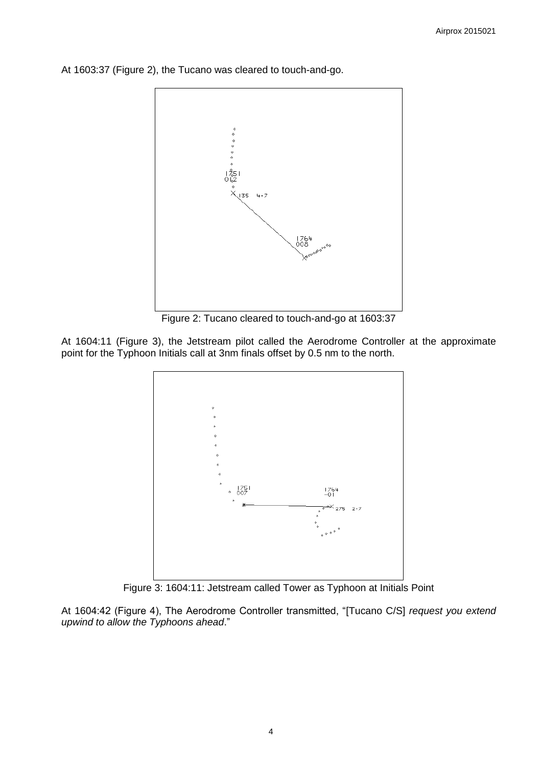At 1603:37 (Figure 2), the Tucano was cleared to touch-and-go.

Figure 2: Tucano cleared to touch-and-go at 1603:37

At 1604:11 (Figure 3), the Jetstream pilot called the Aerodrome Controller at the approximate point for the Typhoon Initials call at 3nm finals offset by 0.5 nm to the north.

Figure 3: 1604:11: Jetstream called Tower as Typhoon at Initials Point

At 1604:42 (Figure 4), The Aerodrome Controller transmitted, "[Tucano C/S] *request you extend upwind to allow the Typhoons ahead*."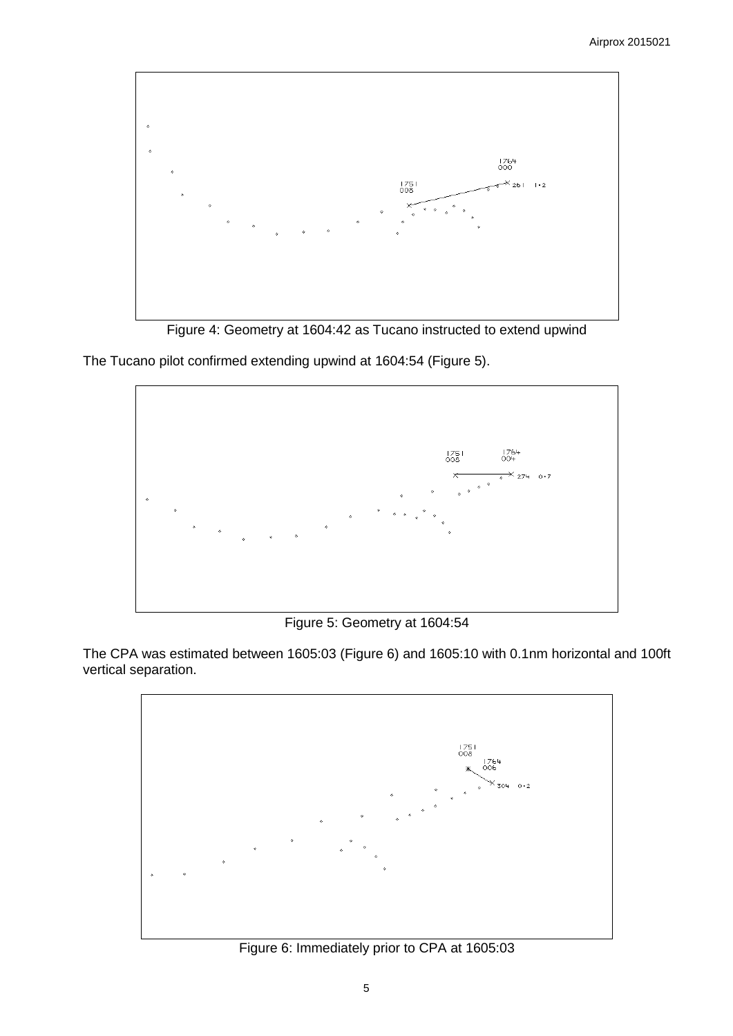Figure 4: Geometry at 1604:42 as Tucano instructed to extend upwind

The Tucano pilot confirmed extending upwind at 1604:54 (Figure 5).

Figure 5: Geometry at 1604:54

The CPA was estimated between 1605:03 (Figure 6) and 1605:10 with 0.1nm horizontal and 100ft vertical separation.

Figure 6: Immediately prior to CPA at 1605:03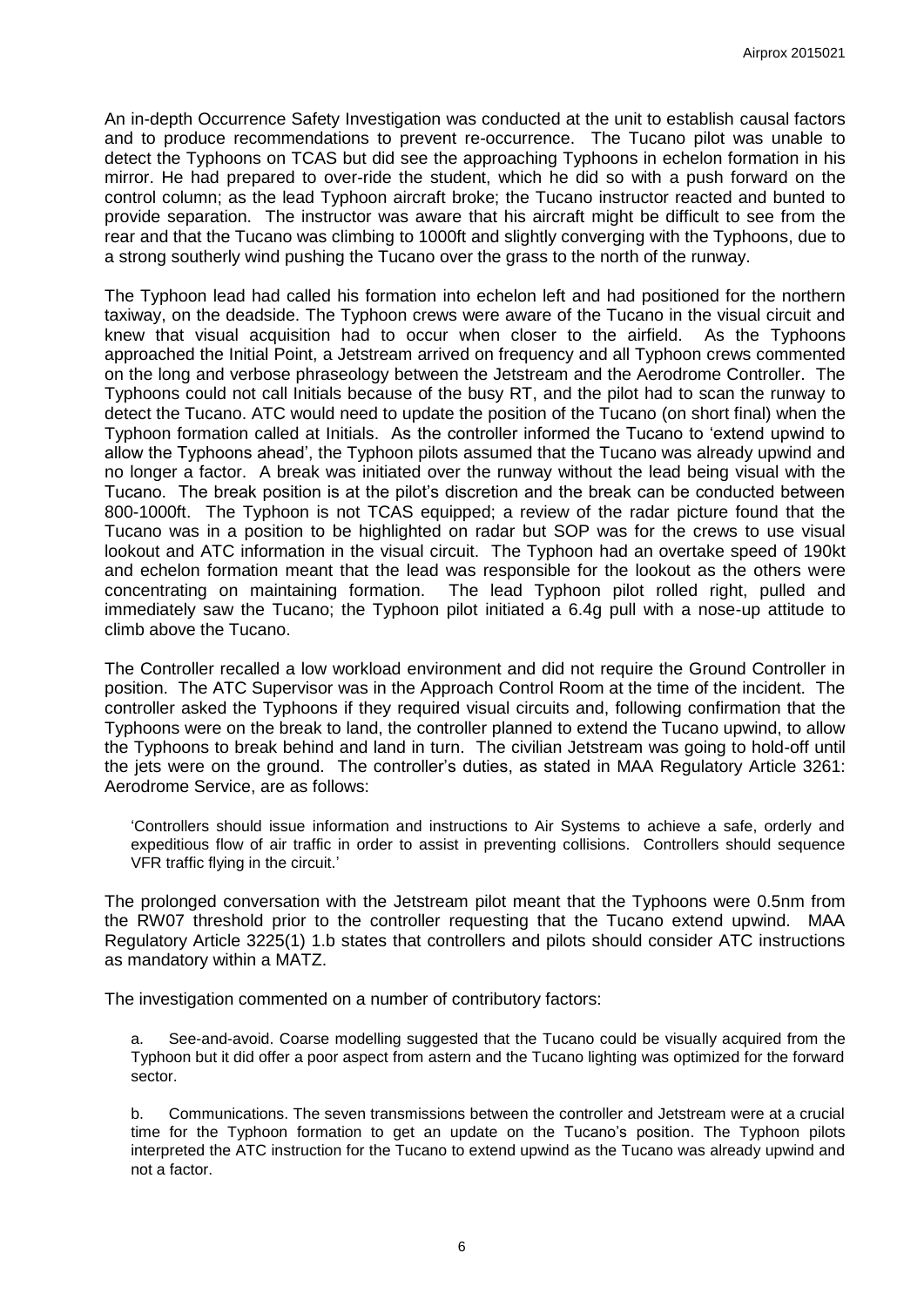An in-depth Occurrence Safety Investigation was conducted at the unit to establish causal factors and to produce recommendations to prevent re-occurrence. The Tucano pilot was unable to detect the Typhoons on TCAS but did see the approaching Typhoons in echelon formation in his mirror. He had prepared to over-ride the student, which he did so with a push forward on the control column; as the lead Typhoon aircraft broke; the Tucano instructor reacted and bunted to provide separation. The instructor was aware that his aircraft might be difficult to see from the rear and that the Tucano was climbing to 1000ft and slightly converging with the Typhoons, due to a strong southerly wind pushing the Tucano over the grass to the north of the runway.

The Typhoon lead had called his formation into echelon left and had positioned for the northern taxiway, on the deadside. The Typhoon crews were aware of the Tucano in the visual circuit and knew that visual acquisition had to occur when closer to the airfield. As the Typhoons approached the Initial Point, a Jetstream arrived on frequency and all Typhoon crews commented on the long and verbose phraseology between the Jetstream and the Aerodrome Controller. The Typhoons could not call Initials because of the busy RT, and the pilot had to scan the runway to detect the Tucano. ATC would need to update the position of the Tucano (on short final) when the Typhoon formation called at Initials. As the controller informed the Tucano to 'extend upwind to allow the Typhoons ahead', the Typhoon pilots assumed that the Tucano was already upwind and no longer a factor. A break was initiated over the runway without the lead being visual with the Tucano. The break position is at the pilot's discretion and the break can be conducted between 800-1000ft. The Typhoon is not TCAS equipped; a review of the radar picture found that the Tucano was in a position to be highlighted on radar but SOP was for the crews to use visual lookout and ATC information in the visual circuit. The Typhoon had an overtake speed of 190kt and echelon formation meant that the lead was responsible for the lookout as the others were concentrating on maintaining formation. The lead Typhoon pilot rolled right, pulled and immediately saw the Tucano; the Typhoon pilot initiated a 6.4g pull with a nose-up attitude to climb above the Tucano.

The Controller recalled a low workload environment and did not require the Ground Controller in position. The ATC Supervisor was in the Approach Control Room at the time of the incident. The controller asked the Typhoons if they required visual circuits and, following confirmation that the Typhoons were on the break to land, the controller planned to extend the Tucano upwind, to allow the Typhoons to break behind and land in turn. The civilian Jetstream was going to hold-off until the jets were on the ground. The controller's duties, as stated in MAA Regulatory Article 3261: Aerodrome Service, are as follows:

> 'Controllers should issue information and instructions to Air Systems to achieve a safe, orderly and expeditious flow of air traffic in order to assist in preventing collisions. Controllers should sequence VFR traffic flying in the circuit.'

The prolonged conversation with the Jetstream pilot meant that the Typhoons were 0.5nm from the RW07 threshold prior to the controller requesting that the Tucano extend upwind. MAA Regulatory Article 3225(1) 1.b states that controllers and pilots should consider ATC instructions as mandatory within a MATZ.

The investigation commented on a number of contributory factors:

> a. See-and-avoid. Coarse modelling suggested that the Tucano could be visually acquired from the Typhoon but it did offer a poor aspect from astern and the Tucano lighting was optimized for the forward sector.
>
> b. Communications. The seven transmissions between the controller and Jetstream were at a crucial time for the Typhoon formation to get an update on the Tucano's position. The Typhoon pilots interpreted the ATC instruction for the Tucano to extend upwind as the Tucano was already upwind and not a factor.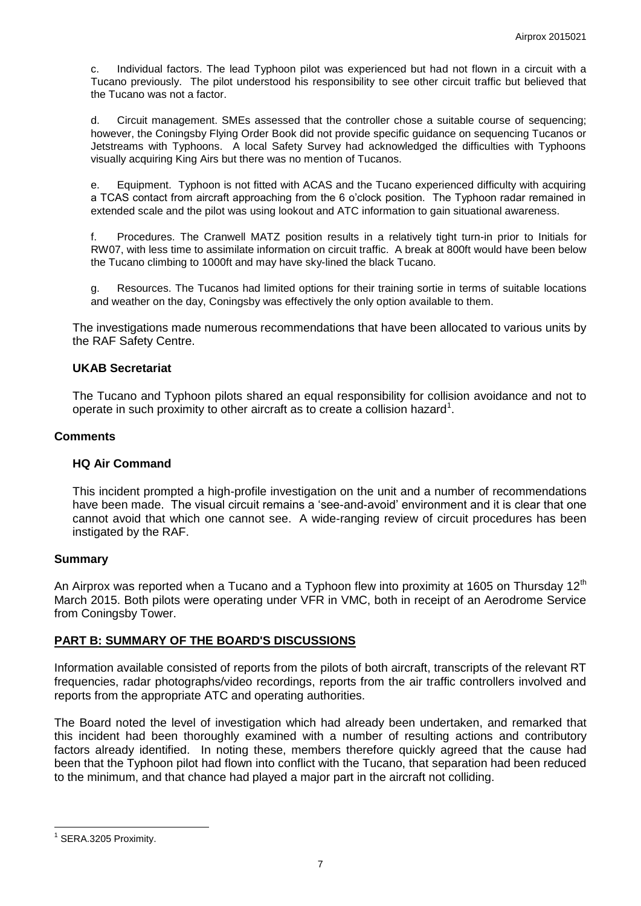c. Individual factors. The lead Typhoon pilot was experienced but had not flown in a circuit with a Tucano previously. The pilot understood his responsibility to see other circuit traffic but believed that the Tucano was not a factor.

d. Circuit management. SMEs assessed that the controller chose a suitable course of sequencing; however, the Coningsby Flying Order Book did not provide specific guidance on sequencing Tucanos or Jetstreams with Typhoons. A local Safety Survey had acknowledged the difficulties with Typhoons visually acquiring King Airs but there was no mention of Tucanos.

e. Equipment. Typhoon is not fitted with ACAS and the Tucano experienced difficulty with acquiring a TCAS contact from aircraft approaching from the 6 o'clock position. The Typhoon radar remained in extended scale and the pilot was using lookout and ATC information to gain situational awareness.

f. Procedures. The Cranwell MATZ position results in a relatively tight turn-in prior to Initials for RW07, with less time to assimilate information on circuit traffic. A break at 800ft would have been below the Tucano climbing to 1000ft and may have sky-lined the black Tucano.

g. Resources. The Tucanos had limited options for their training sortie in terms of suitable locations and weather on the day, Coningsby was effectively the only option available to them.

The investigations made numerous recommendations that have been allocated to various units by the RAF Safety Centre.

### UKAB Secretariat

The Tucano and Typhoon pilots shared an equal responsibility for collision avoidance and not to operate in such proximity to other aircraft as to create a collision hazard[1].

## Comments

### HQ Air Command

This incident prompted a high-profile investigation on the unit and a number of recommendations have been made. The visual circuit remains a 'see-and-avoid' environment and it is clear that one cannot avoid that which one cannot see. A wide-ranging review of circuit procedures has been instigated by the RAF.

## Summary

An Airprox was reported when a Tucano and a Typhoon flew into proximity at 1605 on Thursday 12th March 2015. Both pilots were operating under VFR in VMC, both in receipt of an Aerodrome Service from Coningsby Tower.

## PART B: SUMMARY OF THE BOARD'S DISCUSSIONS

Information available consisted of reports from the pilots of both aircraft, transcripts of the relevant RT frequencies, radar photographs/video recordings, reports from the air traffic controllers involved and reports from the appropriate ATC and operating authorities.

The Board noted the level of investigation which had already been undertaken, and remarked that this incident had been thoroughly examined with a number of resulting actions and contributory factors already identified. In noting these, members therefore quickly agreed that the cause had been that the Typhoon pilot had flown into conflict with the Tucano, that separation had been reduced to the minimum, and that chance had played a major part in the aircraft not colliding.

[1] SERA.3205 Proximity.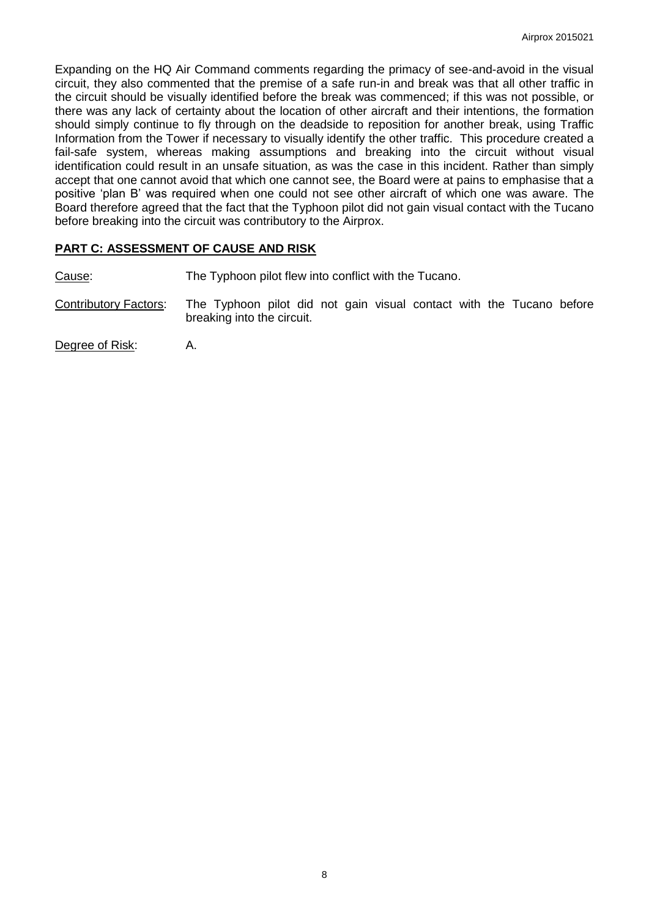Expanding on the HQ Air Command comments regarding the primacy of see-and-avoid in the visual circuit, they also commented that the premise of a safe run-in and break was that all other traffic in the circuit should be visually identified before the break was commenced; if this was not possible, or there was any lack of certainty about the location of other aircraft and their intentions, the formation should simply continue to fly through on the deadside to reposition for another break, using Traffic Information from the Tower if necessary to visually identify the other traffic. This procedure created a fail-safe system, whereas making assumptions and breaking into the circuit without visual identification could result in an unsafe situation, as was the case in this incident. Rather than simply accept that one cannot avoid that which one cannot see, the Board were at pains to emphasise that a positive 'plan B' was required when one could not see other aircraft of which one was aware. The Board therefore agreed that the fact that the Typhoon pilot did not gain visual contact with the Tucano before breaking into the circuit was contributory to the Airprox.

## PART C: ASSESSMENT OF CAUSE AND RISK

Cause: The Typhoon pilot flew into conflict with the Tucano.

Contributory Factors: The Typhoon pilot did not gain visual contact with the Tucano before breaking into the circuit.

Degree of Risk: A.